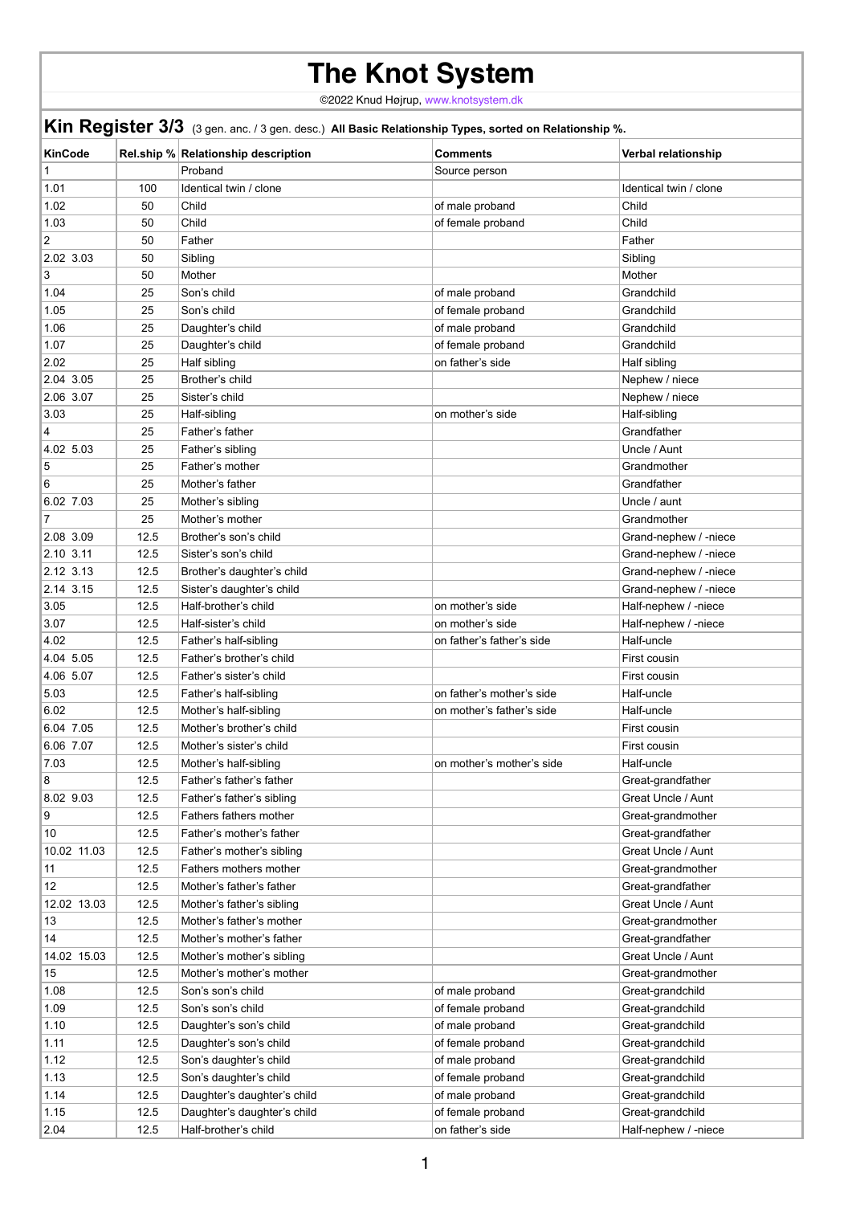# The Knot System

©2022 Knud Højrup, www.knotsystem.dk

## Kin Register 3/3 (3 gen. anc. / 3 gen. desc.) **All Basic Relationship Types, sorted on Relationship %.**

| KinCode | Rel.ship % | Relationship description | Comments | Verbal relationship |
|---|---|---|---|---|
| 1 | | Proband | Source person | |
| 1.01 | 100 | Identical twin / clone | | Identical twin / clone |
| 1.02 | 50 | Child | of male proband | Child |
| 1.03 | 50 | Child | of female proband | Child |
| 2 | 50 | Father | | Father |
| 2.02 3.03 | 50 | Sibling | | Sibling |
| 3 | 50 | Mother | | Mother |
| 1.04 | 25 | Son's child | of male proband | Grandchild |
| 1.05 | 25 | Son's child | of female proband | Grandchild |
| 1.06 | 25 | Daughter's child | of male proband | Grandchild |
| 1.07 | 25 | Daughter's child | of female proband | Grandchild |
| 2.02 | 25 | Half sibling | on father's side | Half sibling |
| 2.04 3.05 | 25 | Brother's child | | Nephew / niece |
| 2.06 3.07 | 25 | Sister's child | | Nephew / niece |
| 3.03 | 25 | Half-sibling | on mother's side | Half-sibling |
| 4 | 25 | Father's father | | Grandfather |
| 4.02 5.03 | 25 | Father's sibling | | Uncle / Aunt |
| 5 | 25 | Father's mother | | Grandmother |
| 6 | 25 | Mother's father | | Grandfather |
| 6.02 7.03 | 25 | Mother's sibling | | Uncle / aunt |
| 7 | 25 | Mother's mother | | Grandmother |
| 2.08 3.09 | 12.5 | Brother's son's child | | Grand-nephew / -niece |
| 2.10 3.11 | 12.5 | Sister's son's child | | Grand-nephew / -niece |
| 2.12 3.13 | 12.5 | Brother's daughter's child | | Grand-nephew / -niece |
| 2.14 3.15 | 12.5 | Sister's daughter's child | | Grand-nephew / -niece |
| 3.05 | 12.5 | Half-brother's child | on mother's side | Half-nephew / -niece |
| 3.07 | 12.5 | Half-sister's child | on mother's side | Half-nephew / -niece |
| 4.02 | 12.5 | Father's half-sibling | on father's father's side | Half-uncle |
| 4.04 5.05 | 12.5 | Father's brother's child | | First cousin |
| 4.06 5.07 | 12.5 | Father's sister's child | | First cousin |
| 5.03 | 12.5 | Father's half-sibling | on father's mother's side | Half-uncle |
| 6.02 | 12.5 | Mother's half-sibling | on mother's father's side | Half-uncle |
| 6.04 7.05 | 12.5 | Mother's brother's child | | First cousin |
| 6.06 7.07 | 12.5 | Mother's sister's child | | First cousin |
| 7.03 | 12.5 | Mother's half-sibling | on mother's mother's side | Half-uncle |
| 8 | 12.5 | Father's father's father | | Great-grandfather |
| 8.02 9.03 | 12.5 | Father's father's sibling | | Great Uncle / Aunt |
| 9 | 12.5 | Fathers fathers mother | | Great-grandmother |
| 10 | 12.5 | Father's mother's father | | Great-grandfather |
| 10.02 11.03 | 12.5 | Father's mother's sibling | | Great Uncle / Aunt |
| 11 | 12.5 | Fathers mothers mother | | Great-grandmother |
| 12 | 12.5 | Mother's father's father | | Great-grandfather |
| 12.02 13.03 | 12.5 | Mother's father's sibling | | Great Uncle / Aunt |
| 13 | 12.5 | Mother's father's mother | | Great-grandmother |
| 14 | 12.5 | Mother's mother's father | | Great-grandfather |
| 14.02 15.03 | 12.5 | Mother's mother's sibling | | Great Uncle / Aunt |
| 15 | 12.5 | Mother's mother's mother | | Great-grandmother |
| 1.08 | 12.5 | Son's son's child | of male proband | Great-grandchild |
| 1.09 | 12.5 | Son's son's child | of female proband | Great-grandchild |
| 1.10 | 12.5 | Daughter's son's child | of male proband | Great-grandchild |
| 1.11 | 12.5 | Daughter's son's child | of female proband | Great-grandchild |
| 1.12 | 12.5 | Son's daughter's child | of male proband | Great-grandchild |
| 1.13 | 12.5 | Son's daughter's child | of female proband | Great-grandchild |
| 1.14 | 12.5 | Daughter's daughter's child | of male proband | Great-grandchild |
| 1.15 | 12.5 | Daughter's daughter's child | of female proband | Great-grandchild |
| 2.04 | 12.5 | Half-brother's child | on father's side | Half-nephew / -niece |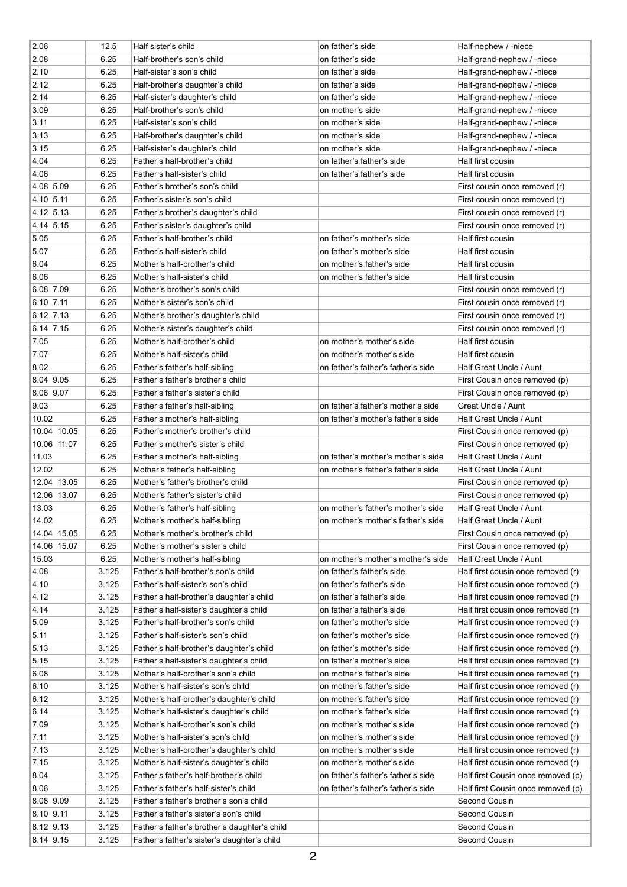| | | | | |
|---|---|---|---|---|
| 2.06 | 12.5 | Half sister's child | on father's side | Half-nephew / -niece |
| 2.08 | 6.25 | Half-brother's son's child | on father's side | Half-grand-nephew / -niece |
| 2.10 | 6.25 | Half-sister's son's child | on father's side | Half-grand-nephew / -niece |
| 2.12 | 6.25 | Half-brother's daughter's child | on father's side | Half-grand-nephew / -niece |
| 2.14 | 6.25 | Half-sister's daughter's child | on father's side | Half-grand-nephew / -niece |
| 3.09 | 6.25 | Half-brother's son's child | on mother's side | Half-grand-nephew / -niece |
| 3.11 | 6.25 | Half-sister's son's child | on mother's side | Half-grand-nephew / -niece |
| 3.13 | 6.25 | Half-brother's daughter's child | on mother's side | Half-grand-nephew / -niece |
| 3.15 | 6.25 | Half-sister's daughter's child | on mother's side | Half-grand-nephew / -niece |
| 4.04 | 6.25 | Father's half-brother's child | on father's father's side | Half first cousin |
| 4.06 | 6.25 | Father's half-sister's child | on father's father's side | Half first cousin |
| 4.08 5.09 | 6.25 | Father's brother's son's child | | First cousin once removed (r) |
| 4.10 5.11 | 6.25 | Father's sister's son's child | | First cousin once removed (r) |
| 4.12 5.13 | 6.25 | Father's brother's daughter's child | | First cousin once removed (r) |
| 4.14 5.15 | 6.25 | Father's sister's daughter's child | | First cousin once removed (r) |
| 5.05 | 6.25 | Father's half-brother's child | on father's mother's side | Half first cousin |
| 5.07 | 6.25 | Father's half-sister's child | on father's mother's side | Half first cousin |
| 6.04 | 6.25 | Mother's half-brother's child | on mother's father's side | Half first cousin |
| 6.06 | 6.25 | Mother's half-sister's child | on mother's father's side | Half first cousin |
| 6.08 7.09 | 6.25 | Mother's brother's son's child | | First cousin once removed (r) |
| 6.10 7.11 | 6.25 | Mother's sister's son's child | | First cousin once removed (r) |
| 6.12 7.13 | 6.25 | Mother's brother's daughter's child | | First cousin once removed (r) |
| 6.14 7.15 | 6.25 | Mother's sister's daughter's child | | First cousin once removed (r) |
| 7.05 | 6.25 | Mother's half-brother's child | on mother's mother's side | Half first cousin |
| 7.07 | 6.25 | Mother's half-sister's child | on mother's mother's side | Half first cousin |
| 8.02 | 6.25 | Father's father's half-sibling | on father's father's father's side | Half Great Uncle / Aunt |
| 8.04 9.05 | 6.25 | Father's father's brother's child | | First Cousin once removed (p) |
| 8.06 9.07 | 6.25 | Father's father's sister's child | | First Cousin once removed (p) |
| 9.03 | 6.25 | Father's father's half-sibling | on father's father's mother's side | Great Uncle / Aunt |
| 10.02 | 6.25 | Father's mother's half-sibling | on father's mother's father's side | Half Great Uncle / Aunt |
| 10.04 10.05 | 6.25 | Father's mother's brother's child | | First Cousin once removed (p) |
| 10.06 11.07 | 6.25 | Father's mother's sister's child | | First Cousin once removed (p) |
| 11.03 | 6.25 | Father's mother's half-sibling | on father's mother's mother's side | Half Great Uncle / Aunt |
| 12.02 | 6.25 | Mother's father's half-sibling | on mother's father's father's side | Half Great Uncle / Aunt |
| 12.04 13.05 | 6.25 | Mother's father's brother's child | | First Cousin once removed (p) |
| 12.06 13.07 | 6.25 | Mother's father's sister's child | | First Cousin once removed (p) |
| 13.03 | 6.25 | Mother's father's half-sibling | on mother's father's mother's side | Half Great Uncle / Aunt |
| 14.02 | 6.25 | Mother's mother's half-sibling | on mother's mother's father's side | Half Great Uncle / Aunt |
| 14.04 15.05 | 6.25 | Mother's mother's brother's child | | First Cousin once removed (p) |
| 14.06 15.07 | 6.25 | Mother's mother's sister's child | | First Cousin once removed (p) |
| 15.03 | 6.25 | Mother's mother's half-sibling | on mother's mother's mother's side | Half Great Uncle / Aunt |
| 4.08 | 3.125 | Father's half-brother's son's child | on father's father's side | Half first cousin once removed (r) |
| 4.10 | 3.125 | Father's half-sister's son's child | on father's father's side | Half first cousin once removed (r) |
| 4.12 | 3.125 | Father's half-brother's daughter's child | on father's father's side | Half first cousin once removed (r) |
| 4.14 | 3.125 | Father's half-sister's daughter's child | on father's father's side | Half first cousin once removed (r) |
| 5.09 | 3.125 | Father's half-brother's son's child | on father's mother's side | Half first cousin once removed (r) |
| 5.11 | 3.125 | Father's half-sister's son's child | on father's mother's side | Half first cousin once removed (r) |
| 5.13 | 3.125 | Father's half-brother's daughter's child | on father's mother's side | Half first cousin once removed (r) |
| 5.15 | 3.125 | Father's half-sister's daughter's child | on father's mother's side | Half first cousin once removed (r) |
| 6.08 | 3.125 | Mother's half-brother's son's child | on mother's father's side | Half first cousin once removed (r) |
| 6.10 | 3.125 | Mother's half-sister's son's child | on mother's father's side | Half first cousin once removed (r) |
| 6.12 | 3.125 | Mother's half-brother's daughter's child | on mother's father's side | Half first cousin once removed (r) |
| 6.14 | 3.125 | Mother's half-sister's daughter's child | on mother's father's side | Half first cousin once removed (r) |
| 7.09 | 3.125 | Mother's half-brother's son's child | on mother's mother's side | Half first cousin once removed (r) |
| 7.11 | 3.125 | Mother's half-sister's son's child | on mother's mother's side | Half first cousin once removed (r) |
| 7.13 | 3.125 | Mother's half-brother's daughter's child | on mother's mother's side | Half first cousin once removed (r) |
| 7.15 | 3.125 | Mother's half-sister's daughter's child | on mother's mother's side | Half first cousin once removed (r) |
| 8.04 | 3.125 | Father's father's half-brother's child | on father's father's father's side | Half first Cousin once removed (p) |
| 8.06 | 3.125 | Father's father's half-sister's child | on father's father's father's side | Half first Cousin once removed (p) |
| 8.08 9.09 | 3.125 | Father's father's brother's son's child | | Second Cousin |
| 8.10 9.11 | 3.125 | Father's father's sister's son's child | | Second Cousin |
| 8.12 9.13 | 3.125 | Father's father's brother's daughter's child | | Second Cousin |
| 8.14 9.15 | 3.125 | Father's father's sister's daughter's child | | Second Cousin |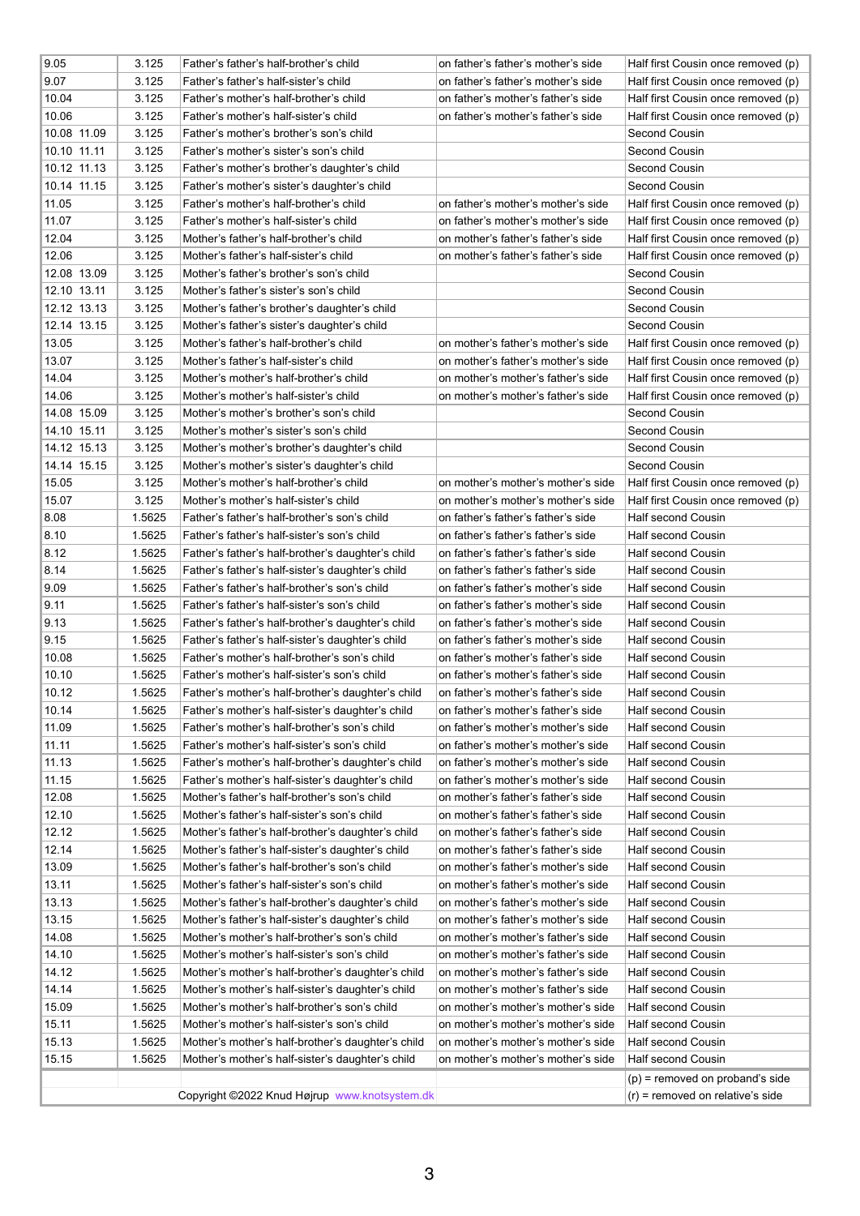| | | | | |
|---|---|---|---|---|
| 9.05 | 3.125 | Father's father's half-brother's child | on father's father's mother's side | Half first Cousin once removed (p) |
| 9.07 | 3.125 | Father's father's half-sister's child | on father's father's mother's side | Half first Cousin once removed (p) |
| 10.04 | 3.125 | Father's mother's half-brother's child | on father's mother's father's side | Half first Cousin once removed (p) |
| 10.06 | 3.125 | Father's mother's half-sister's child | on father's mother's father's side | Half first Cousin once removed (p) |
| 10.08 11.09 | 3.125 | Father's mother's brother's son's child | | Second Cousin |
| 10.10 11.11 | 3.125 | Father's mother's sister's son's child | | Second Cousin |
| 10.12 11.13 | 3.125 | Father's mother's brother's daughter's child | | Second Cousin |
| 10.14 11.15 | 3.125 | Father's mother's sister's daughter's child | | Second Cousin |
| 11.05 | 3.125 | Father's mother's half-brother's child | on father's mother's mother's side | Half first Cousin once removed (p) |
| 11.07 | 3.125 | Father's mother's half-sister's child | on father's mother's mother's side | Half first Cousin once removed (p) |
| 12.04 | 3.125 | Mother's father's half-brother's child | on mother's father's father's side | Half first Cousin once removed (p) |
| 12.06 | 3.125 | Mother's father's half-sister's child | on mother's father's father's side | Half first Cousin once removed (p) |
| 12.08 13.09 | 3.125 | Mother's father's brother's son's child | | Second Cousin |
| 12.10 13.11 | 3.125 | Mother's father's sister's son's child | | Second Cousin |
| 12.12 13.13 | 3.125 | Mother's father's brother's daughter's child | | Second Cousin |
| 12.14 13.15 | 3.125 | Mother's father's sister's daughter's child | | Second Cousin |
| 13.05 | 3.125 | Mother's father's half-brother's child | on mother's father's mother's side | Half first Cousin once removed (p) |
| 13.07 | 3.125 | Mother's father's half-sister's child | on mother's father's mother's side | Half first Cousin once removed (p) |
| 14.04 | 3.125 | Mother's mother's half-brother's child | on mother's mother's father's side | Half first Cousin once removed (p) |
| 14.06 | 3.125 | Mother's mother's half-sister's child | on mother's mother's father's side | Half first Cousin once removed (p) |
| 14.08 15.09 | 3.125 | Mother's mother's brother's son's child | | Second Cousin |
| 14.10 15.11 | 3.125 | Mother's mother's sister's son's child | | Second Cousin |
| 14.12 15.13 | 3.125 | Mother's mother's brother's daughter's child | | Second Cousin |
| 14.14 15.15 | 3.125 | Mother's mother's sister's daughter's child | | Second Cousin |
| 15.05 | 3.125 | Mother's mother's half-brother's child | on mother's mother's mother's side | Half first Cousin once removed (p) |
| 15.07 | 3.125 | Mother's mother's half-sister's child | on mother's mother's mother's side | Half first Cousin once removed (p) |
| 8.08 | 1.5625 | Father's father's half-brother's son's child | on father's father's father's side | Half second Cousin |
| 8.10 | 1.5625 | Father's father's half-sister's son's child | on father's father's father's side | Half second Cousin |
| 8.12 | 1.5625 | Father's father's half-brother's daughter's child | on father's father's father's side | Half second Cousin |
| 8.14 | 1.5625 | Father's father's half-sister's daughter's child | on father's father's father's side | Half second Cousin |
| 9.09 | 1.5625 | Father's father's half-brother's son's child | on father's father's mother's side | Half second Cousin |
| 9.11 | 1.5625 | Father's father's half-sister's son's child | on father's father's mother's side | Half second Cousin |
| 9.13 | 1.5625 | Father's father's half-brother's daughter's child | on father's father's mother's side | Half second Cousin |
| 9.15 | 1.5625 | Father's father's half-sister's daughter's child | on father's father's mother's side | Half second Cousin |
| 10.08 | 1.5625 | Father's mother's half-brother's son's child | on father's mother's father's side | Half second Cousin |
| 10.10 | 1.5625 | Father's mother's half-sister's son's child | on father's mother's father's side | Half second Cousin |
| 10.12 | 1.5625 | Father's mother's half-brother's daughter's child | on father's mother's father's side | Half second Cousin |
| 10.14 | 1.5625 | Father's mother's half-sister's daughter's child | on father's mother's father's side | Half second Cousin |
| 11.09 | 1.5625 | Father's mother's half-brother's son's child | on father's mother's mother's side | Half second Cousin |
| 11.11 | 1.5625 | Father's mother's half-sister's son's child | on father's mother's mother's side | Half second Cousin |
| 11.13 | 1.5625 | Father's mother's half-brother's daughter's child | on father's mother's mother's side | Half second Cousin |
| 11.15 | 1.5625 | Father's mother's half-sister's daughter's child | on father's mother's mother's side | Half second Cousin |
| 12.08 | 1.5625 | Mother's father's half-brother's son's child | on mother's father's father's side | Half second Cousin |
| 12.10 | 1.5625 | Mother's father's half-sister's son's child | on mother's father's father's side | Half second Cousin |
| 12.12 | 1.5625 | Mother's father's half-brother's daughter's child | on mother's father's father's side | Half second Cousin |
| 12.14 | 1.5625 | Mother's father's half-sister's daughter's child | on mother's father's father's side | Half second Cousin |
| 13.09 | 1.5625 | Mother's father's half-brother's son's child | on mother's father's mother's side | Half second Cousin |
| 13.11 | 1.5625 | Mother's father's half-sister's son's child | on mother's father's mother's side | Half second Cousin |
| 13.13 | 1.5625 | Mother's father's half-brother's daughter's child | on mother's father's mother's side | Half second Cousin |
| 13.15 | 1.5625 | Mother's father's half-sister's daughter's child | on mother's father's mother's side | Half second Cousin |
| 14.08 | 1.5625 | Mother's mother's half-brother's son's child | on mother's mother's father's side | Half second Cousin |
| 14.10 | 1.5625 | Mother's mother's half-sister's son's child | on mother's mother's father's side | Half second Cousin |
| 14.12 | 1.5625 | Mother's mother's half-brother's daughter's child | on mother's mother's father's side | Half second Cousin |
| 14.14 | 1.5625 | Mother's mother's half-sister's daughter's child | on mother's mother's father's side | Half second Cousin |
| 15.09 | 1.5625 | Mother's mother's half-brother's son's child | on mother's mother's mother's side | Half second Cousin |
| 15.11 | 1.5625 | Mother's mother's half-sister's son's child | on mother's mother's mother's side | Half second Cousin |
| 15.13 | 1.5625 | Mother's mother's half-brother's daughter's child | on mother's mother's mother's side | Half second Cousin |
| 15.15 | 1.5625 | Mother's mother's half-sister's daughter's child | on mother's mother's mother's side | Half second Cousin |
| | | | | (p) = removed on proband's side |
| | | Copyright ©2022 Knud Højrup www.knotsystem.dk | | (r) = removed on relative's side |